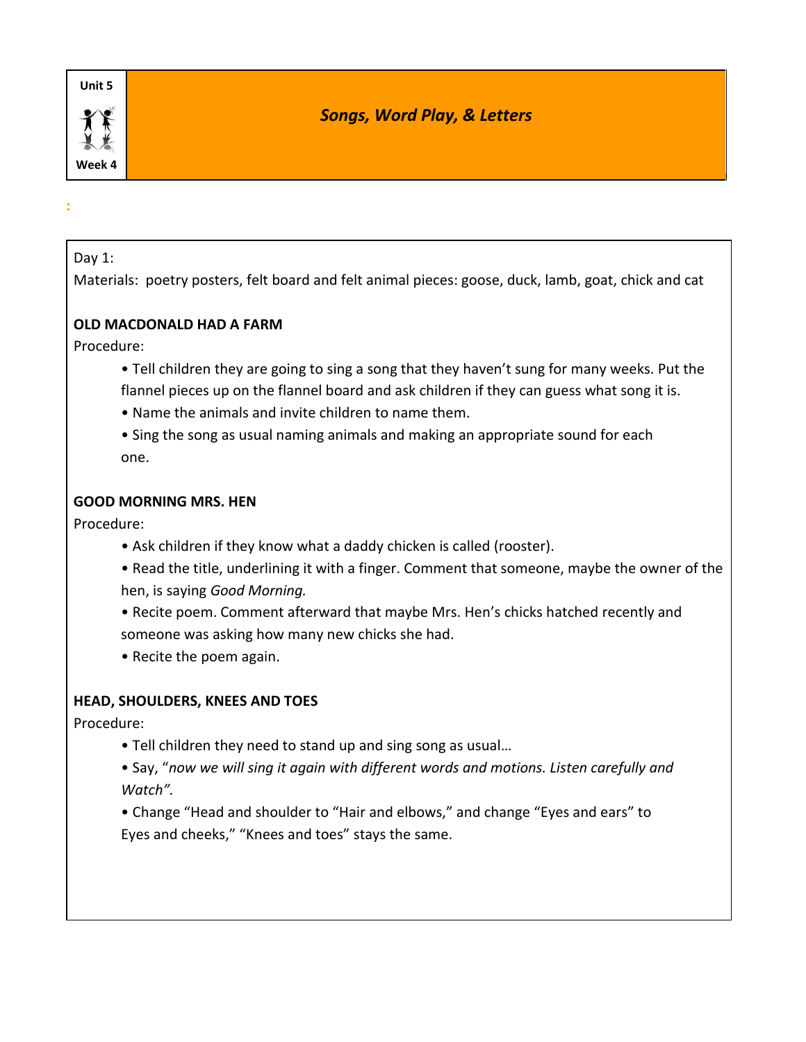Unit 5

Week 4

## *Songs, Word Play, & Letters*

:

Day 1:

Materials: poetry posters, felt board and felt animal pieces: goose, duck, lamb, goat, chick and cat

**OLD MACDONALD HAD A FARM**

Procedure:

- Tell children they are going to sing a song that they haven't sung for many weeks. Put the flannel pieces up on the flannel board and ask children if they can guess what song it is.
- Name the animals and invite children to name them.
- Sing the song as usual naming animals and making an appropriate sound for each one.

**GOOD MORNING MRS. HEN**

Procedure:

- Ask children if they know what a daddy chicken is called (rooster).
- Read the title, underlining it with a finger. Comment that someone, maybe the owner of the hen, is saying *Good Morning.*
- Recite poem. Comment afterward that maybe Mrs. Hen's chicks hatched recently and someone was asking how many new chicks she had.
- Recite the poem again.

**HEAD, SHOULDERS, KNEES AND TOES**

Procedure:

- Tell children they need to stand up and sing song as usual…
- Say, "*now we will sing it again with different words and motions. Listen carefully and Watch".*
- Change "Head and shoulder to "Hair and elbows," and change "Eyes and ears" to Eyes and cheeks," "Knees and toes" stays the same.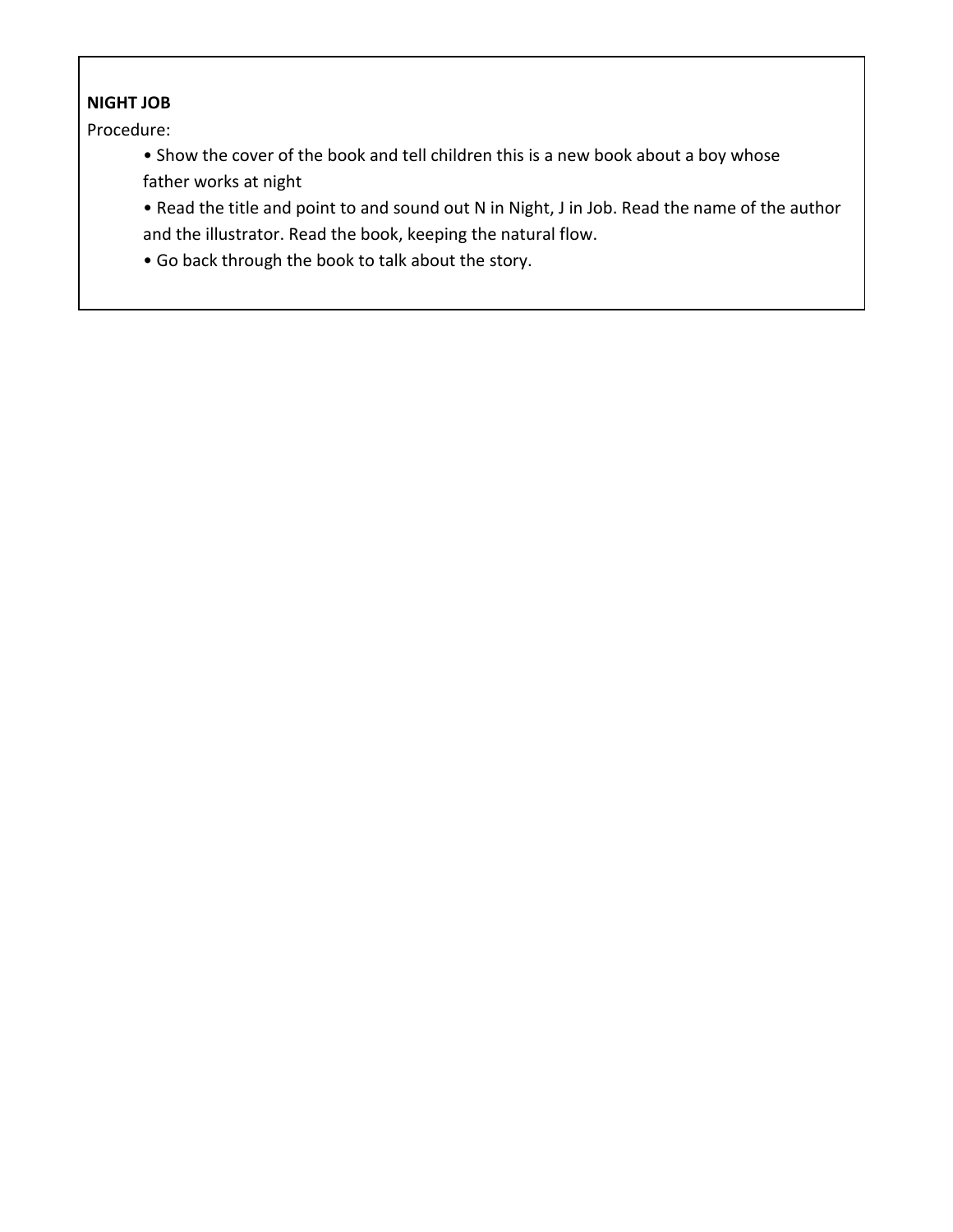**NIGHT JOB**

Procedure:

- Show the cover of the book and tell children this is a new book about a boy whose father works at night
- Read the title and point to and sound out N in Night, J in Job. Read the name of the author and the illustrator. Read the book, keeping the natural flow.
- Go back through the book to talk about the story.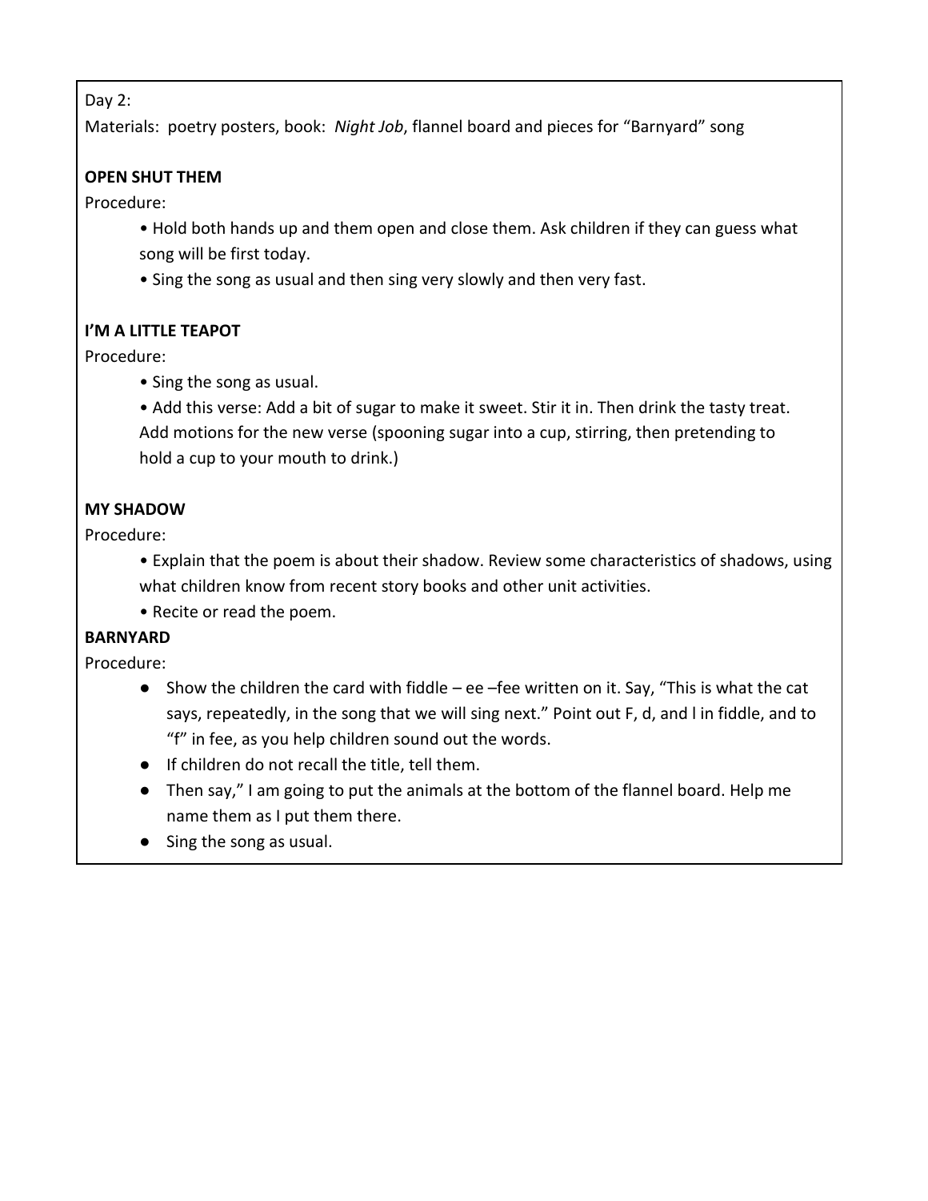Day 2:

Materials: poetry posters, book: *Night Job*, flannel board and pieces for "Barnyard" song

**OPEN SHUT THEM**

Procedure:

- Hold both hands up and them open and close them. Ask children if they can guess what song will be first today.
- Sing the song as usual and then sing very slowly and then very fast.

**I'M A LITTLE TEAPOT**

Procedure:

- Sing the song as usual.
- Add this verse: Add a bit of sugar to make it sweet. Stir it in. Then drink the tasty treat. Add motions for the new verse (spooning sugar into a cup, stirring, then pretending to hold a cup to your mouth to drink.)

**MY SHADOW**

Procedure:

- Explain that the poem is about their shadow. Review some characteristics of shadows, using what children know from recent story books and other unit activities.
- Recite or read the poem.

**BARNYARD**

Procedure:

- Show the children the card with fiddle – ee –fee written on it. Say, "This is what the cat says, repeatedly, in the song that we will sing next." Point out F, d, and l in fiddle, and to "f" in fee, as you help children sound out the words.
- If children do not recall the title, tell them.
- Then say," I am going to put the animals at the bottom of the flannel board. Help me name them as I put them there.
- Sing the song as usual.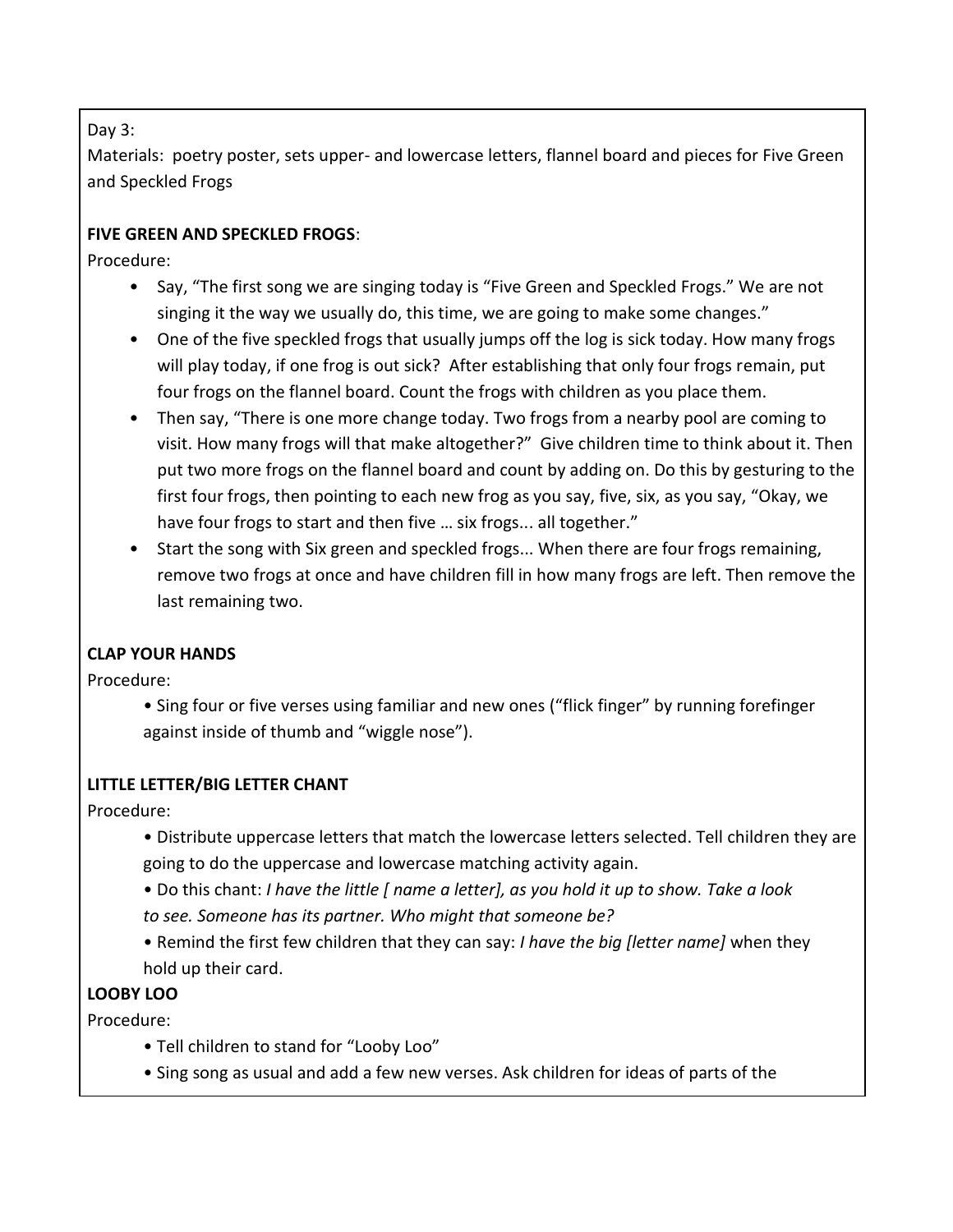Day 3:

Materials: poetry poster, sets upper- and lowercase letters, flannel board and pieces for Five Green and Speckled Frogs

**FIVE GREEN AND SPECKLED FROGS**:

Procedure:

- Say, "The first song we are singing today is "Five Green and Speckled Frogs." We are not singing it the way we usually do, this time, we are going to make some changes."
- One of the five speckled frogs that usually jumps off the log is sick today. How many frogs will play today, if one frog is out sick? After establishing that only four frogs remain, put four frogs on the flannel board. Count the frogs with children as you place them.
- Then say, "There is one more change today. Two frogs from a nearby pool are coming to visit. How many frogs will that make altogether?" Give children time to think about it. Then put two more frogs on the flannel board and count by adding on. Do this by gesturing to the first four frogs, then pointing to each new frog as you say, five, six, as you say, "Okay, we have four frogs to start and then five … six frogs... all together."
- Start the song with Six green and speckled frogs... When there are four frogs remaining, remove two frogs at once and have children fill in how many frogs are left. Then remove the last remaining two.

**CLAP YOUR HANDS**

Procedure:

- Sing four or five verses using familiar and new ones ("flick finger" by running forefinger against inside of thumb and "wiggle nose").

**LITTLE LETTER/BIG LETTER CHANT**

Procedure:

- Distribute uppercase letters that match the lowercase letters selected. Tell children they are going to do the uppercase and lowercase matching activity again.
- Do this chant: *I have the little [ name a letter], as you hold it up to show. Take a look to see. Someone has its partner. Who might that someone be?*
- Remind the first few children that they can say: *I have the big [letter name]* when they hold up their card.

**LOOBY LOO**

Procedure:

- Tell children to stand for "Looby Loo"
- Sing song as usual and add a few new verses. Ask children for ideas of parts of the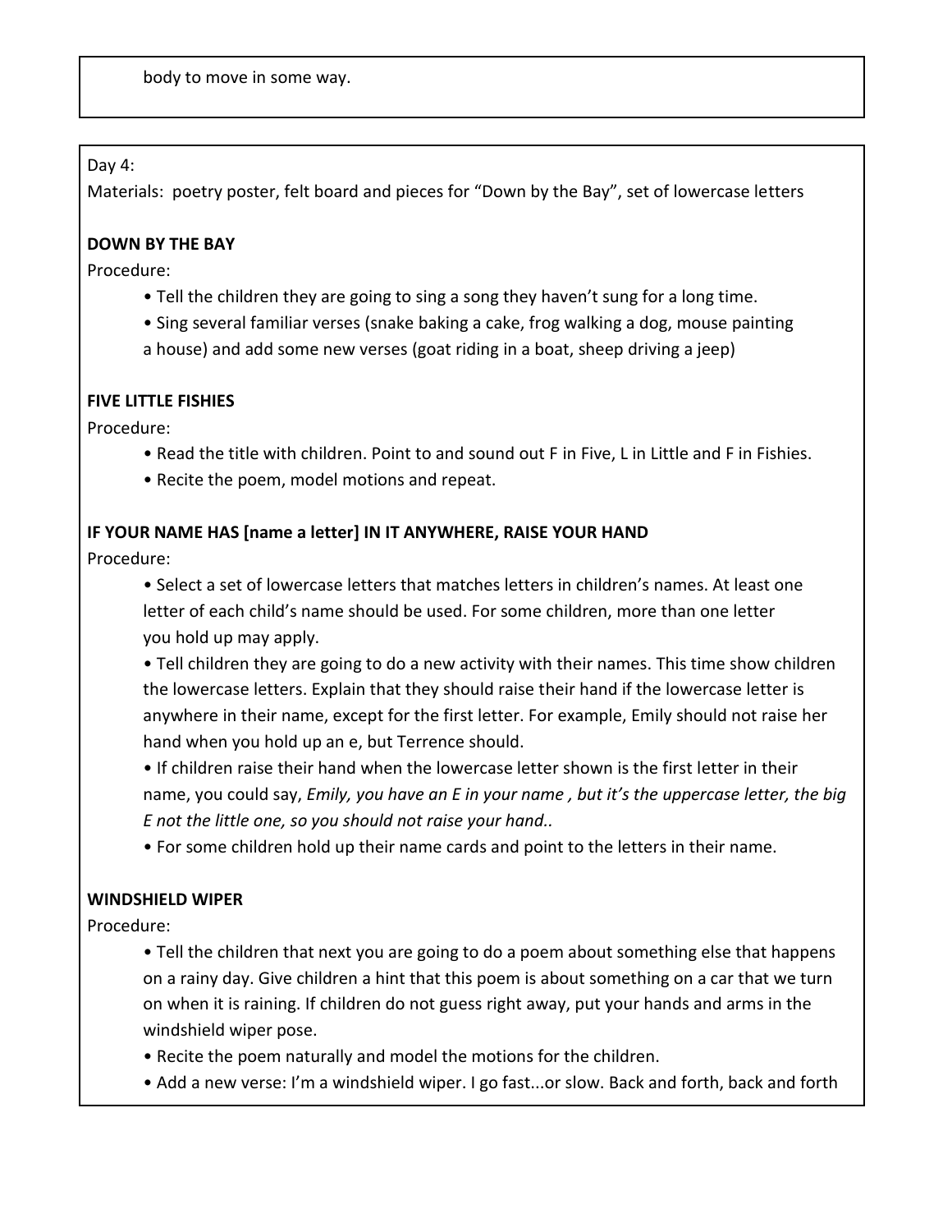body to move in some way.

Day 4:

Materials: poetry poster, felt board and pieces for "Down by the Bay", set of lowercase letters

**DOWN BY THE BAY**

Procedure:

- Tell the children they are going to sing a song they haven't sung for a long time.
- Sing several familiar verses (snake baking a cake, frog walking a dog, mouse painting a house) and add some new verses (goat riding in a boat, sheep driving a jeep)

**FIVE LITTLE FISHIES**

Procedure:

- Read the title with children. Point to and sound out F in Five, L in Little and F in Fishies.
- Recite the poem, model motions and repeat.

**IF YOUR NAME HAS [name a letter] IN IT ANYWHERE, RAISE YOUR HAND**

Procedure:

- Select a set of lowercase letters that matches letters in children's names. At least one letter of each child's name should be used. For some children, more than one letter you hold up may apply.
- Tell children they are going to do a new activity with their names. This time show children the lowercase letters. Explain that they should raise their hand if the lowercase letter is anywhere in their name, except for the first letter. For example, Emily should not raise her hand when you hold up an e, but Terrence should.
- If children raise their hand when the lowercase letter shown is the first letter in their name, you could say, *Emily, you have an E in your name , but it's the uppercase letter, the big E not the little one, so you should not raise your hand..*
- For some children hold up their name cards and point to the letters in their name.

**WINDSHIELD WIPER**

Procedure:

- Tell the children that next you are going to do a poem about something else that happens on a rainy day. Give children a hint that this poem is about something on a car that we turn on when it is raining. If children do not guess right away, put your hands and arms in the windshield wiper pose.
- Recite the poem naturally and model the motions for the children.
- Add a new verse: I'm a windshield wiper. I go fast...or slow. Back and forth, back and forth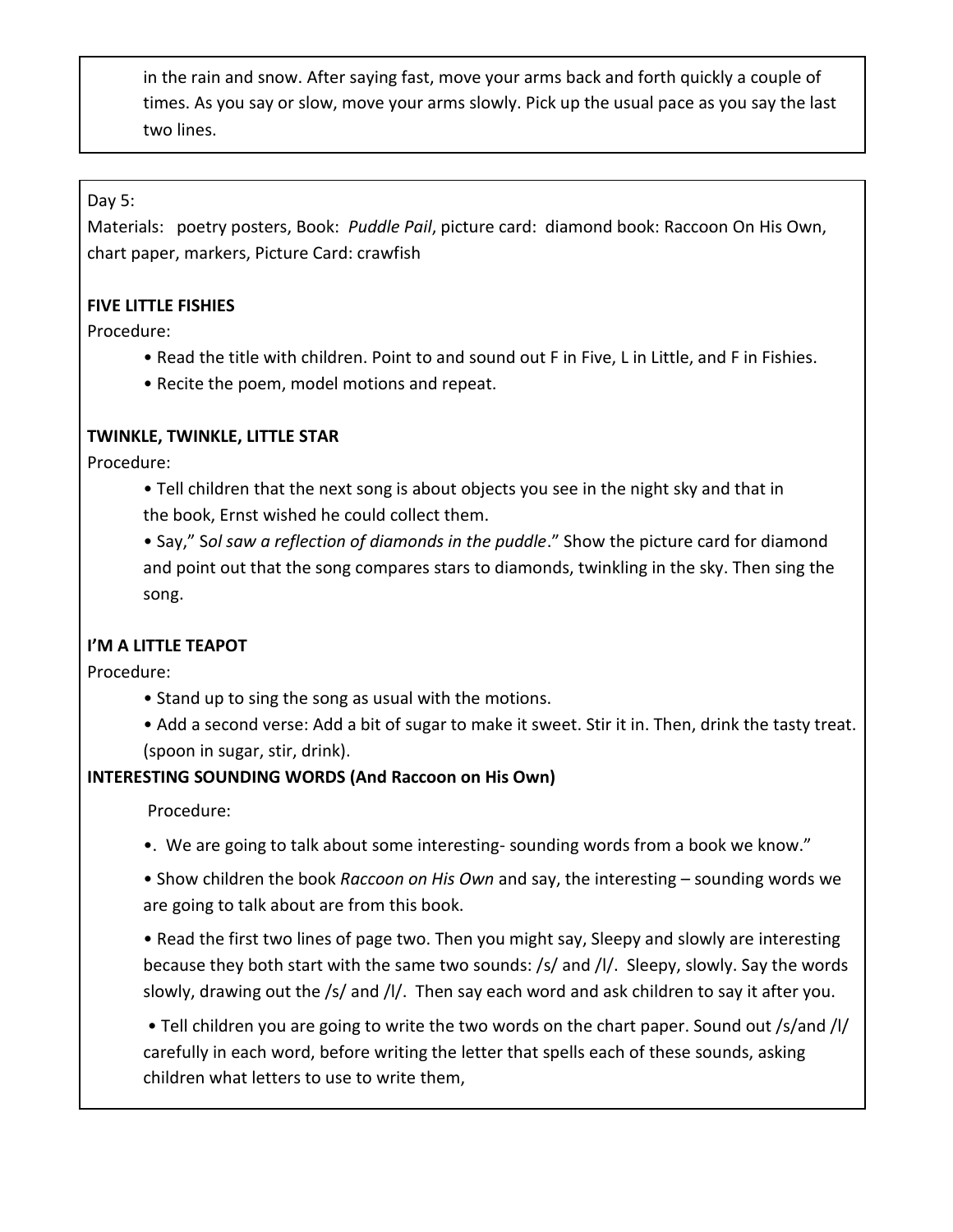in the rain and snow. After saying fast, move your arms back and forth quickly a couple of times. As you say or slow, move your arms slowly. Pick up the usual pace as you say the last two lines.

Day 5:

Materials: poetry posters, Book: *Puddle Pail*, picture card: diamond book: Raccoon On His Own, chart paper, markers, Picture Card: crawfish

**FIVE LITTLE FISHIES**

Procedure:

- Read the title with children. Point to and sound out F in Five, L in Little, and F in Fishies.
- Recite the poem, model motions and repeat.

**TWINKLE, TWINKLE, LITTLE STAR**

Procedure:

- Tell children that the next song is about objects you see in the night sky and that in the book, Ernst wished he could collect them.
- Say," S*ol saw a reflection of diamonds in the puddle*." Show the picture card for diamond and point out that the song compares stars to diamonds, twinkling in the sky. Then sing the song.

**I'M A LITTLE TEAPOT**

Procedure:

- Stand up to sing the song as usual with the motions.
- Add a second verse: Add a bit of sugar to make it sweet. Stir it in. Then, drink the tasty treat. (spoon in sugar, stir, drink).

**INTERESTING SOUNDING WORDS (And Raccoon on His Own)**

Procedure:

- . We are going to talk about some interesting- sounding words from a book we know."
- Show children the book *Raccoon on His Own* and say, the interesting – sounding words we are going to talk about are from this book.
- Read the first two lines of page two. Then you might say, Sleepy and slowly are interesting because they both start with the same two sounds: /s/ and /l/. Sleepy, slowly. Say the words slowly, drawing out the /s/ and /l/. Then say each word and ask children to say it after you.
- Tell children you are going to write the two words on the chart paper. Sound out /s/and /l/ carefully in each word, before writing the letter that spells each of these sounds, asking children what letters to use to write them,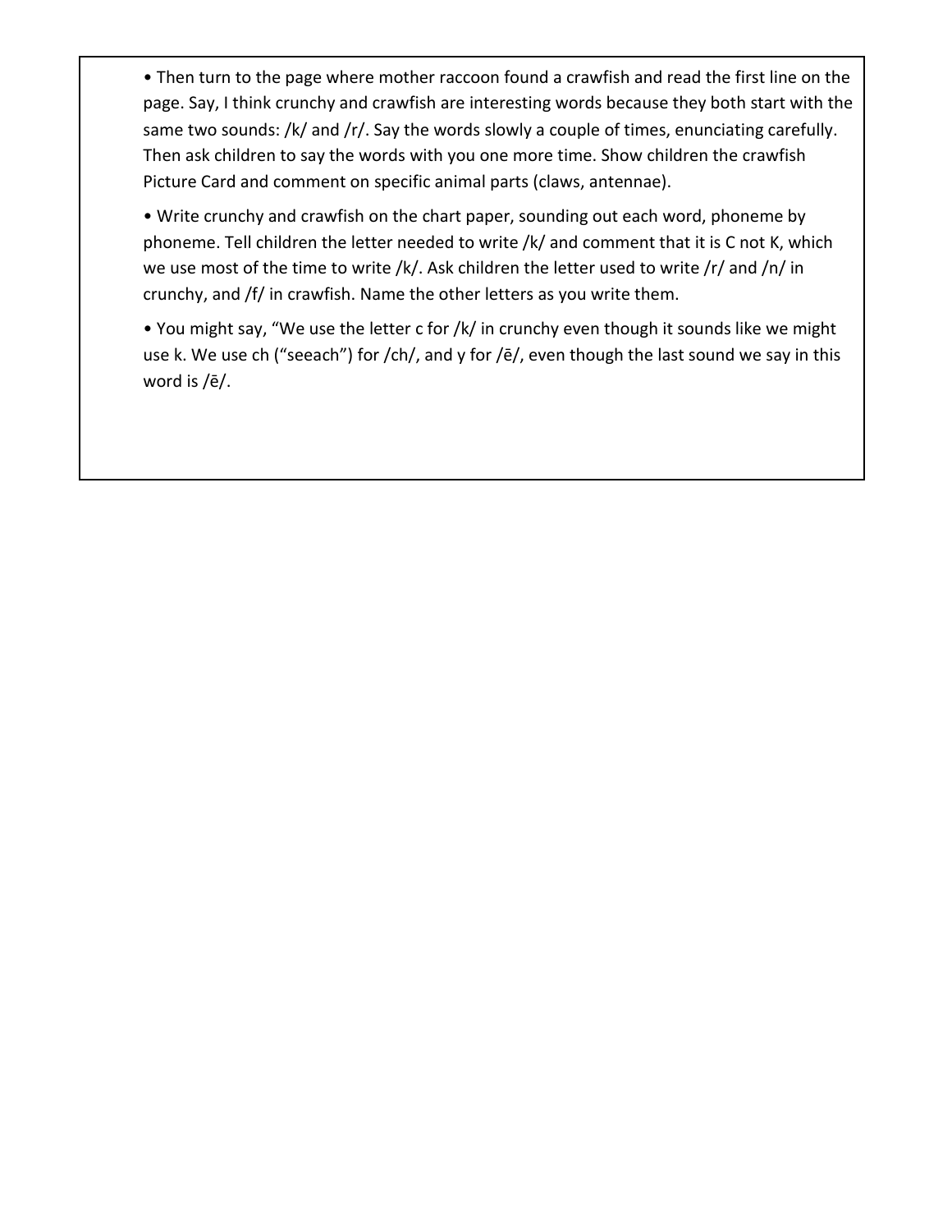- Then turn to the page where mother raccoon found a crawfish and read the first line on the page. Say, I think crunchy and crawfish are interesting words because they both start with the same two sounds: /k/ and /r/. Say the words slowly a couple of times, enunciating carefully. Then ask children to say the words with you one more time. Show children the crawfish Picture Card and comment on specific animal parts (claws, antennae).

- Write crunchy and crawfish on the chart paper, sounding out each word, phoneme by phoneme. Tell children the letter needed to write /k/ and comment that it is C not K, which we use most of the time to write /k/. Ask children the letter used to write /r/ and /n/ in crunchy, and /f/ in crawfish. Name the other letters as you write them.

- You might say, “We use the letter c for /k/ in crunchy even though it sounds like we might use k. We use ch (“seeach”) for /ch/, and y for /ē/, even though the last sound we say in this word is /ē/.